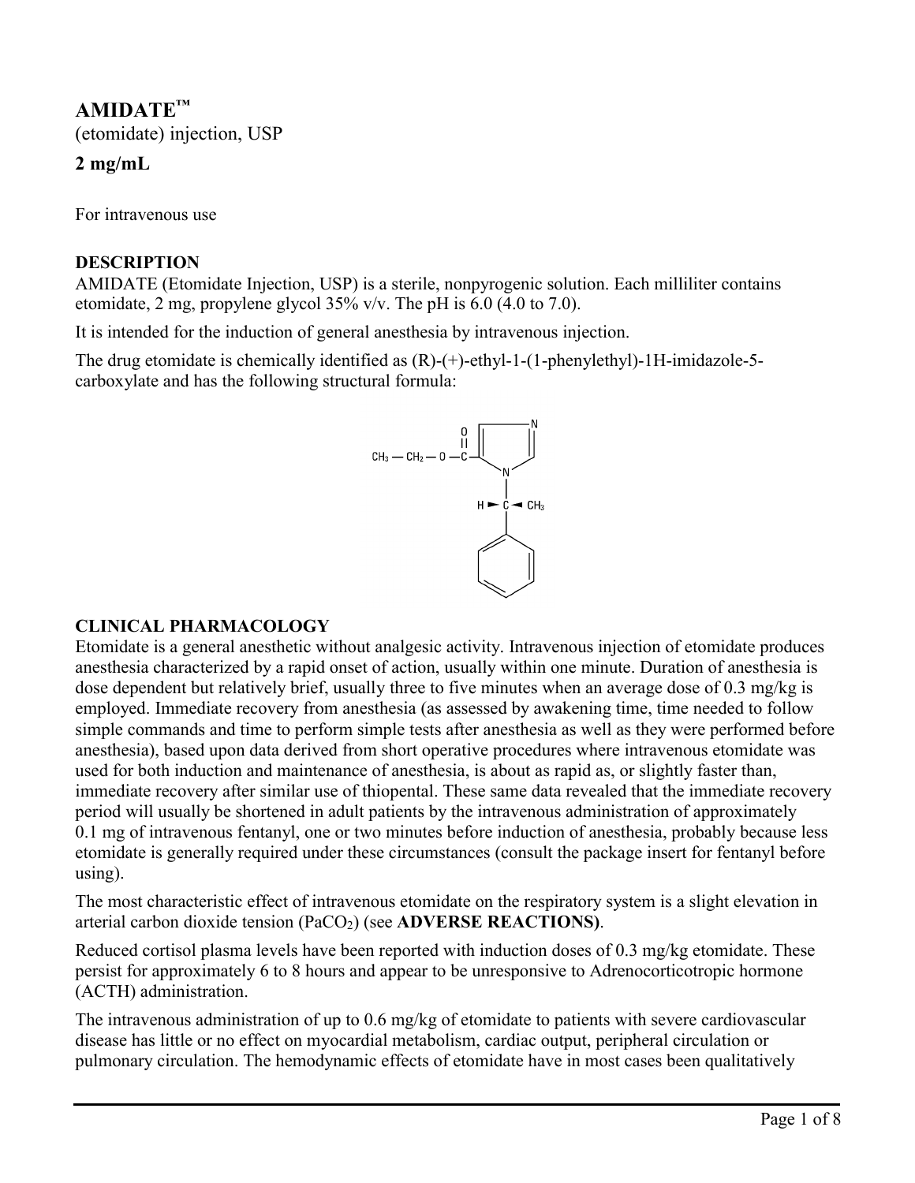# AMIDATE™

(etomidate) injection, USP

**2 mg/mL**

For intravenous use

## DESCRIPTION

AMIDATE (Etomidate Injection, USP) is a sterile, nonpyrogenic solution. Each milliliter contains etomidate, 2 mg, propylene glycol 35% v/v. The pH is 6.0 (4.0 to 7.0).

It is intended for the induction of general anesthesia by intravenous injection.

The drug etomidate is chemically identified as (R)-(+)-ethyl-1-(1-phenylethyl)-1H-imidazole-5-carboxylate and has the following structural formula:

## CLINICAL PHARMACOLOGY

Etomidate is a general anesthetic without analgesic activity. Intravenous injection of etomidate produces anesthesia characterized by a rapid onset of action, usually within one minute. Duration of anesthesia is dose dependent but relatively brief, usually three to five minutes when an average dose of 0.3 mg/kg is employed. Immediate recovery from anesthesia (as assessed by awakening time, time needed to follow simple commands and time to perform simple tests after anesthesia as well as they were performed before anesthesia), based upon data derived from short operative procedures where intravenous etomidate was used for both induction and maintenance of anesthesia, is about as rapid as, or slightly faster than, immediate recovery after similar use of thiopental. These same data revealed that the immediate recovery period will usually be shortened in adult patients by the intravenous administration of approximately 0.1 mg of intravenous fentanyl, one or two minutes before induction of anesthesia, probably because less etomidate is generally required under these circumstances (consult the package insert for fentanyl before using).

The most characteristic effect of intravenous etomidate on the respiratory system is a slight elevation in arterial carbon dioxide tension ($PaCO_2$) (see **ADVERSE REACTIONS)**.

Reduced cortisol plasma levels have been reported with induction doses of 0.3 mg/kg etomidate. These persist for approximately 6 to 8 hours and appear to be unresponsive to Adrenocorticotropic hormone (ACTH) administration.

The intravenous administration of up to 0.6 mg/kg of etomidate to patients with severe cardiovascular disease has little or no effect on myocardial metabolism, cardiac output, peripheral circulation or pulmonary circulation. The hemodynamic effects of etomidate have in most cases been qualitatively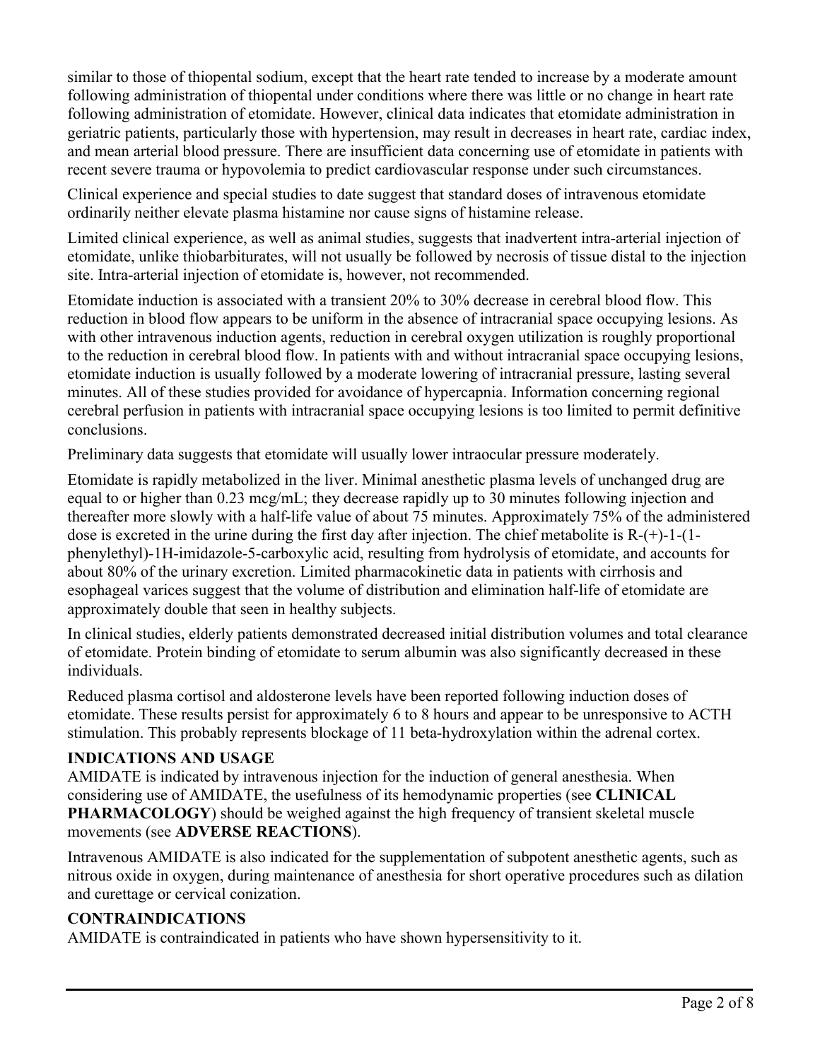similar to those of thiopental sodium, except that the heart rate tended to increase by a moderate amount following administration of thiopental under conditions where there was little or no change in heart rate following administration of etomidate. However, clinical data indicates that etomidate administration in geriatric patients, particularly those with hypertension, may result in decreases in heart rate, cardiac index, and mean arterial blood pressure. There are insufficient data concerning use of etomidate in patients with recent severe trauma or hypovolemia to predict cardiovascular response under such circumstances.

Clinical experience and special studies to date suggest that standard doses of intravenous etomidate ordinarily neither elevate plasma histamine nor cause signs of histamine release.

Limited clinical experience, as well as animal studies, suggests that inadvertent intra-arterial injection of etomidate, unlike thiobarbiturates, will not usually be followed by necrosis of tissue distal to the injection site. Intra-arterial injection of etomidate is, however, not recommended.

Etomidate induction is associated with a transient 20% to 30% decrease in cerebral blood flow. This reduction in blood flow appears to be uniform in the absence of intracranial space occupying lesions. As with other intravenous induction agents, reduction in cerebral oxygen utilization is roughly proportional to the reduction in cerebral blood flow. In patients with and without intracranial space occupying lesions, etomidate induction is usually followed by a moderate lowering of intracranial pressure, lasting several minutes. All of these studies provided for avoidance of hypercapnia. Information concerning regional cerebral perfusion in patients with intracranial space occupying lesions is too limited to permit definitive conclusions.

Preliminary data suggests that etomidate will usually lower intraocular pressure moderately.

Etomidate is rapidly metabolized in the liver. Minimal anesthetic plasma levels of unchanged drug are equal to or higher than 0.23 mcg/mL; they decrease rapidly up to 30 minutes following injection and thereafter more slowly with a half-life value of about 75 minutes. Approximately 75% of the administered dose is excreted in the urine during the first day after injection. The chief metabolite is R-(+)-1-(1-phenylethyl)-1H-imidazole-5-carboxylic acid, resulting from hydrolysis of etomidate, and accounts for about 80% of the urinary excretion. Limited pharmacokinetic data in patients with cirrhosis and esophageal varices suggest that the volume of distribution and elimination half-life of etomidate are approximately double that seen in healthy subjects.

In clinical studies, elderly patients demonstrated decreased initial distribution volumes and total clearance of etomidate. Protein binding of etomidate to serum albumin was also significantly decreased in these individuals.

Reduced plasma cortisol and aldosterone levels have been reported following induction doses of etomidate. These results persist for approximately 6 to 8 hours and appear to be unresponsive to ACTH stimulation. This probably represents blockage of 11 beta-hydroxylation within the adrenal cortex.

## INDICATIONS AND USAGE

AMIDATE is indicated by intravenous injection for the induction of general anesthesia. When considering use of AMIDATE, the usefulness of its hemodynamic properties (see **CLINICAL PHARMACOLOGY**) should be weighed against the high frequency of transient skeletal muscle movements (see **ADVERSE REACTIONS**).

Intravenous AMIDATE is also indicated for the supplementation of subpotent anesthetic agents, such as nitrous oxide in oxygen, during maintenance of anesthesia for short operative procedures such as dilation and curettage or cervical conization.

## CONTRAINDICATIONS

AMIDATE is contraindicated in patients who have shown hypersensitivity to it.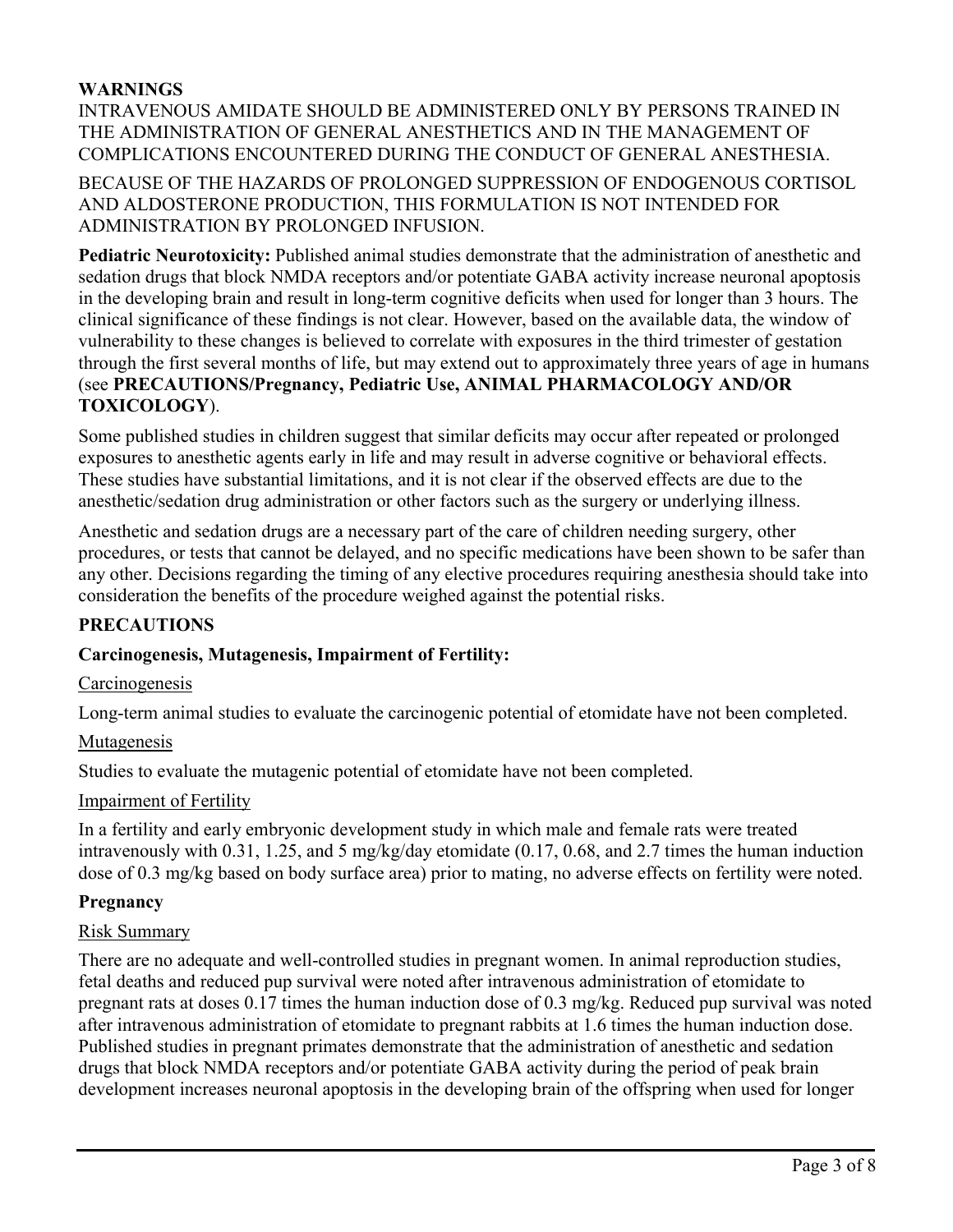## WARNINGS

INTRAVENOUS AMIDATE SHOULD BE ADMINISTERED ONLY BY PERSONS TRAINED IN THE ADMINISTRATION OF GENERAL ANESTHETICS AND IN THE MANAGEMENT OF COMPLICATIONS ENCOUNTERED DURING THE CONDUCT OF GENERAL ANESTHESIA.

BECAUSE OF THE HAZARDS OF PROLONGED SUPPRESSION OF ENDOGENOUS CORTISOL AND ALDOSTERONE PRODUCTION, THIS FORMULATION IS NOT INTENDED FOR ADMINISTRATION BY PROLONGED INFUSION.

**Pediatric Neurotoxicity:** Published animal studies demonstrate that the administration of anesthetic and sedation drugs that block NMDA receptors and/or potentiate GABA activity increase neuronal apoptosis in the developing brain and result in long-term cognitive deficits when used for longer than 3 hours. The clinical significance of these findings is not clear. However, based on the available data, the window of vulnerability to these changes is believed to correlate with exposures in the third trimester of gestation through the first several months of life, but may extend out to approximately three years of age in humans (see **PRECAUTIONS/Pregnancy, Pediatric Use, ANIMAL PHARMACOLOGY AND/OR TOXICOLOGY**).

Some published studies in children suggest that similar deficits may occur after repeated or prolonged exposures to anesthetic agents early in life and may result in adverse cognitive or behavioral effects. These studies have substantial limitations, and it is not clear if the observed effects are due to the anesthetic/sedation drug administration or other factors such as the surgery or underlying illness.

Anesthetic and sedation drugs are a necessary part of the care of children needing surgery, other procedures, or tests that cannot be delayed, and no specific medications have been shown to be safer than any other. Decisions regarding the timing of any elective procedures requiring anesthesia should take into consideration the benefits of the procedure weighed against the potential risks.

## PRECAUTIONS

### Carcinogenesis, Mutagenesis, Impairment of Fertility:

Carcinogenesis

Long-term animal studies to evaluate the carcinogenic potential of etomidate have not been completed.

Mutagenesis

Studies to evaluate the mutagenic potential of etomidate have not been completed.

Impairment of Fertility

In a fertility and early embryonic development study in which male and female rats were treated intravenously with 0.31, 1.25, and 5 mg/kg/day etomidate (0.17, 0.68, and 2.7 times the human induction dose of 0.3 mg/kg based on body surface area) prior to mating, no adverse effects on fertility were noted.

### Pregnancy

Risk Summary

There are no adequate and well-controlled studies in pregnant women. In animal reproduction studies, fetal deaths and reduced pup survival were noted after intravenous administration of etomidate to pregnant rats at doses 0.17 times the human induction dose of 0.3 mg/kg. Reduced pup survival was noted after intravenous administration of etomidate to pregnant rabbits at 1.6 times the human induction dose. Published studies in pregnant primates demonstrate that the administration of anesthetic and sedation drugs that block NMDA receptors and/or potentiate GABA activity during the period of peak brain development increases neuronal apoptosis in the developing brain of the offspring when used for longer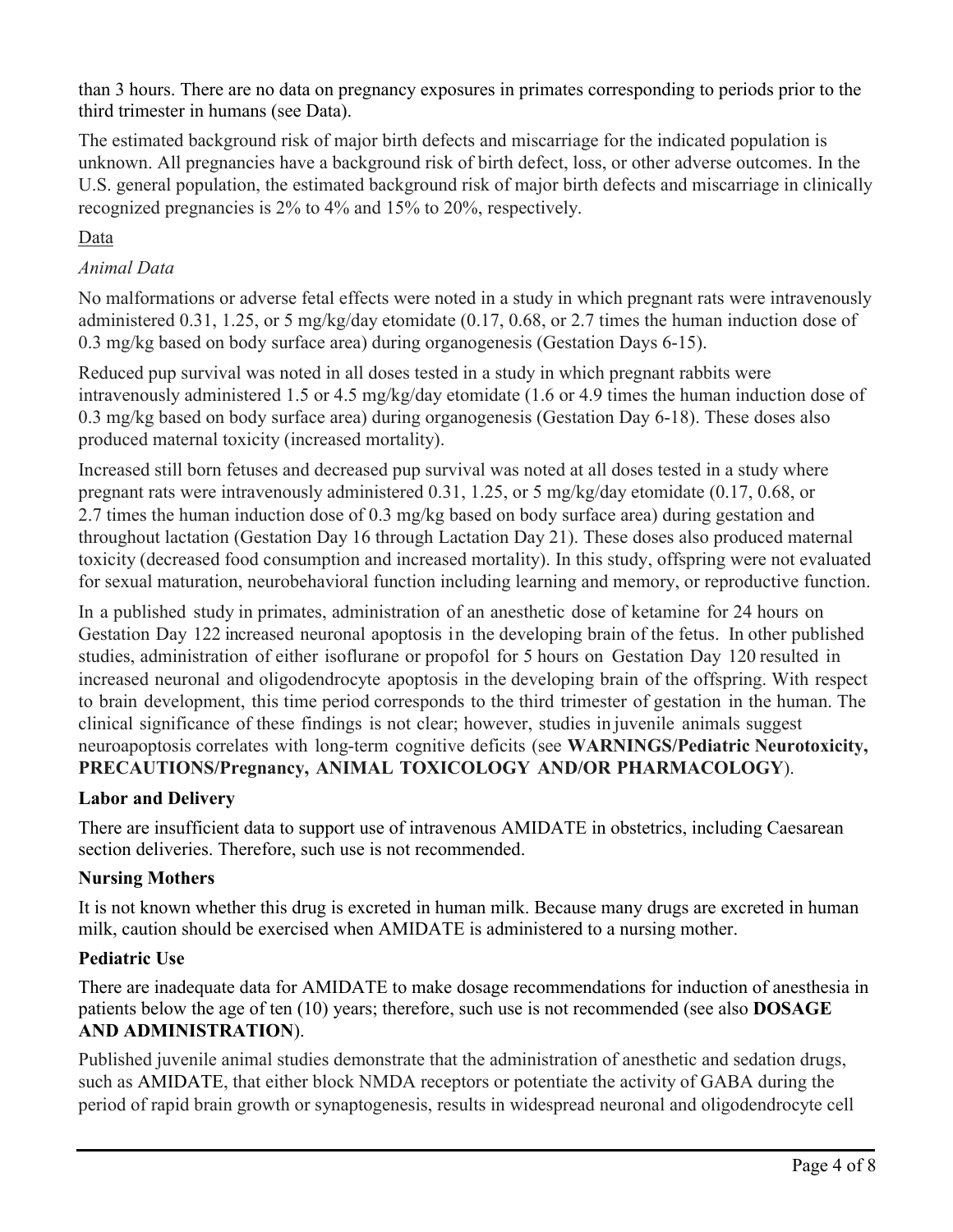than 3 hours. There are no data on pregnancy exposures in primates corresponding to periods prior to the third trimester in humans (see Data).

The estimated background risk of major birth defects and miscarriage for the indicated population is unknown. All pregnancies have a background risk of birth defect, loss, or other adverse outcomes. In the U.S. general population, the estimated background risk of major birth defects and miscarriage in clinically recognized pregnancies is 2% to 4% and 15% to 20%, respectively.

<u>Data</u>

*Animal Data*

No malformations or adverse fetal effects were noted in a study in which pregnant rats were intravenously administered 0.31, 1.25, or 5 mg/kg/day etomidate (0.17, 0.68, or 2.7 times the human induction dose of 0.3 mg/kg based on body surface area) during organogenesis (Gestation Days 6-15).

Reduced pup survival was noted in all doses tested in a study in which pregnant rabbits were intravenously administered 1.5 or 4.5 mg/kg/day etomidate (1.6 or 4.9 times the human induction dose of 0.3 mg/kg based on body surface area) during organogenesis (Gestation Day 6-18). These doses also produced maternal toxicity (increased mortality).

Increased still born fetuses and decreased pup survival was noted at all doses tested in a study where pregnant rats were intravenously administered 0.31, 1.25, or 5 mg/kg/day etomidate (0.17, 0.68, or 2.7 times the human induction dose of 0.3 mg/kg based on body surface area) during gestation and throughout lactation (Gestation Day 16 through Lactation Day 21). These doses also produced maternal toxicity (decreased food consumption and increased mortality). In this study, offspring were not evaluated for sexual maturation, neurobehavioral function including learning and memory, or reproductive function.

In a published study in primates, administration of an anesthetic dose of ketamine for 24 hours on Gestation Day 122 increased neuronal apoptosis in the developing brain of the fetus. In other published studies, administration of either isoflurane or propofol for 5 hours on Gestation Day 120 resulted in increased neuronal and oligodendrocyte apoptosis in the developing brain of the offspring. With respect to brain development, this time period corresponds to the third trimester of gestation in the human. The clinical significance of these findings is not clear; however, studies in juvenile animals suggest neuroapoptosis correlates with long-term cognitive deficits (see **WARNINGS/Pediatric Neurotoxicity, PRECAUTIONS/Pregnancy, ANIMAL TOXICOLOGY AND/OR PHARMACOLOGY**).

**Labor and Delivery**

There are insufficient data to support use of intravenous AMIDATE in obstetrics, including Caesarean section deliveries. Therefore, such use is not recommended.

**Nursing Mothers**

It is not known whether this drug is excreted in human milk. Because many drugs are excreted in human milk, caution should be exercised when AMIDATE is administered to a nursing mother.

**Pediatric Use**

There are inadequate data for AMIDATE to make dosage recommendations for induction of anesthesia in patients below the age of ten (10) years; therefore, such use is not recommended (see also **DOSAGE AND ADMINISTRATION**).

Published juvenile animal studies demonstrate that the administration of anesthetic and sedation drugs, such as AMIDATE, that either block NMDA receptors or potentiate the activity of GABA during the period of rapid brain growth or synaptogenesis, results in widespread neuronal and oligodendrocyte cell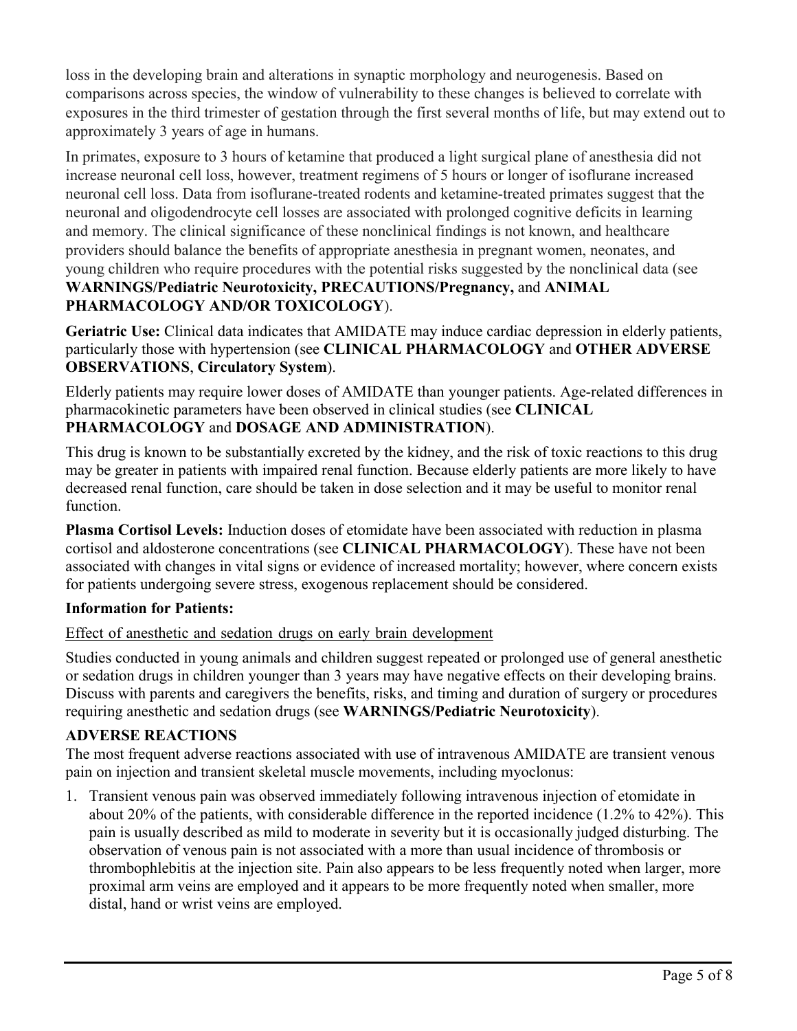loss in the developing brain and alterations in synaptic morphology and neurogenesis. Based on comparisons across species, the window of vulnerability to these changes is believed to correlate with exposures in the third trimester of gestation through the first several months of life, but may extend out to approximately 3 years of age in humans.

In primates, exposure to 3 hours of ketamine that produced a light surgical plane of anesthesia did not increase neuronal cell loss, however, treatment regimens of 5 hours or longer of isoflurane increased neuronal cell loss. Data from isoflurane-treated rodents and ketamine-treated primates suggest that the neuronal and oligodendrocyte cell losses are associated with prolonged cognitive deficits in learning and memory. The clinical significance of these nonclinical findings is not known, and healthcare providers should balance the benefits of appropriate anesthesia in pregnant women, neonates, and young children who require procedures with the potential risks suggested by the nonclinical data (see **WARNINGS/Pediatric Neurotoxicity, PRECAUTIONS/Pregnancy,** and **ANIMAL PHARMACOLOGY AND/OR TOXICOLOGY**).

**Geriatric Use:** Clinical data indicates that AMIDATE may induce cardiac depression in elderly patients, particularly those with hypertension (see **CLINICAL PHARMACOLOGY** and **OTHER ADVERSE OBSERVATIONS**, **Circulatory System**).

Elderly patients may require lower doses of AMIDATE than younger patients. Age-related differences in pharmacokinetic parameters have been observed in clinical studies (see **CLINICAL PHARMACOLOGY** and **DOSAGE AND ADMINISTRATION**).

This drug is known to be substantially excreted by the kidney, and the risk of toxic reactions to this drug may be greater in patients with impaired renal function. Because elderly patients are more likely to have decreased renal function, care should be taken in dose selection and it may be useful to monitor renal function.

**Plasma Cortisol Levels:** Induction doses of etomidate have been associated with reduction in plasma cortisol and aldosterone concentrations (see **CLINICAL PHARMACOLOGY**). These have not been associated with changes in vital signs or evidence of increased mortality; however, where concern exists for patients undergoing severe stress, exogenous replacement should be considered.

**Information for Patients:**

Effect of anesthetic and sedation drugs on early brain development

Studies conducted in young animals and children suggest repeated or prolonged use of general anesthetic or sedation drugs in children younger than 3 years may have negative effects on their developing brains. Discuss with parents and caregivers the benefits, risks, and timing and duration of surgery or procedures requiring anesthetic and sedation drugs (see **WARNINGS/Pediatric Neurotoxicity**).

## ADVERSE REACTIONS

The most frequent adverse reactions associated with use of intravenous AMIDATE are transient venous pain on injection and transient skeletal muscle movements, including myoclonus:

1. Transient venous pain was observed immediately following intravenous injection of etomidate in about 20% of the patients, with considerable difference in the reported incidence (1.2% to 42%). This pain is usually described as mild to moderate in severity but it is occasionally judged disturbing. The observation of venous pain is not associated with a more than usual incidence of thrombosis or thrombophlebitis at the injection site. Pain also appears to be less frequently noted when larger, more proximal arm veins are employed and it appears to be more frequently noted when smaller, more distal, hand or wrist veins are employed.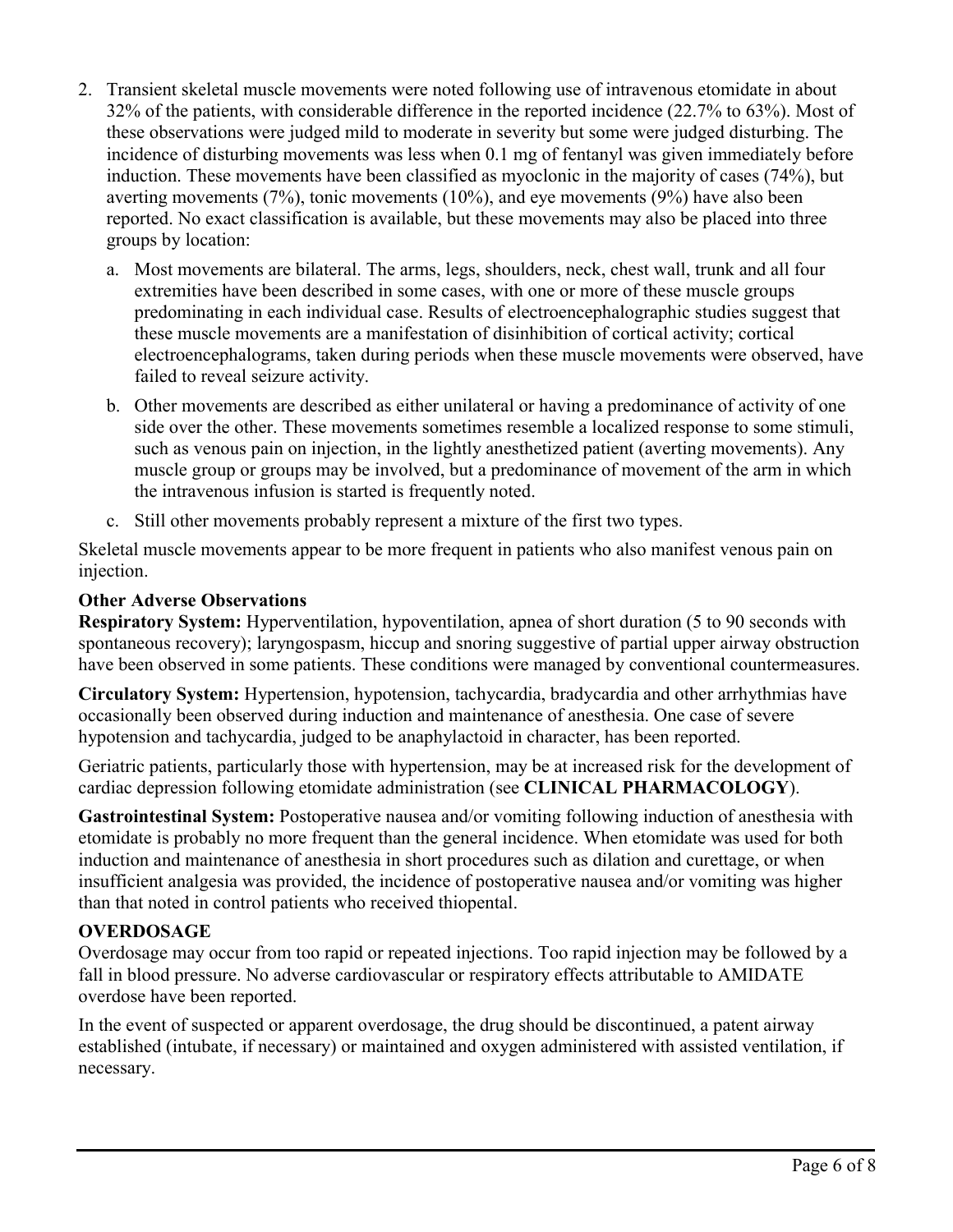2. Transient skeletal muscle movements were noted following use of intravenous etomidate in about 32% of the patients, with considerable difference in the reported incidence (22.7% to 63%). Most of these observations were judged mild to moderate in severity but some were judged disturbing. The incidence of disturbing movements was less when 0.1 mg of fentanyl was given immediately before induction. These movements have been classified as myoclonic in the majority of cases (74%), but averting movements (7%), tonic movements (10%), and eye movements (9%) have also been reported. No exact classification is available, but these movements may also be placed into three groups by location:

   a. Most movements are bilateral. The arms, legs, shoulders, neck, chest wall, trunk and all four extremities have been described in some cases, with one or more of these muscle groups predominating in each individual case. Results of electroencephalographic studies suggest that these muscle movements are a manifestation of disinhibition of cortical activity; cortical electroencephalograms, taken during periods when these muscle movements were observed, have failed to reveal seizure activity.

   b. Other movements are described as either unilateral or having a predominance of activity of one side over the other. These movements sometimes resemble a localized response to some stimuli, such as venous pain on injection, in the lightly anesthetized patient (averting movements). Any muscle group or groups may be involved, but a predominance of movement of the arm in which the intravenous infusion is started is frequently noted.

   c. Still other movements probably represent a mixture of the first two types.

Skeletal muscle movements appear to be more frequent in patients who also manifest venous pain on injection.

**Other Adverse Observations**

**Respiratory System:** Hyperventilation, hypoventilation, apnea of short duration (5 to 90 seconds with spontaneous recovery); laryngospasm, hiccup and snoring suggestive of partial upper airway obstruction have been observed in some patients. These conditions were managed by conventional countermeasures.

**Circulatory System:** Hypertension, hypotension, tachycardia, bradycardia and other arrhythmias have occasionally been observed during induction and maintenance of anesthesia. One case of severe hypotension and tachycardia, judged to be anaphylactoid in character, has been reported.

Geriatric patients, particularly those with hypertension, may be at increased risk for the development of cardiac depression following etomidate administration (see **CLINICAL PHARMACOLOGY**).

**Gastrointestinal System:** Postoperative nausea and/or vomiting following induction of anesthesia with etomidate is probably no more frequent than the general incidence. When etomidate was used for both induction and maintenance of anesthesia in short procedures such as dilation and curettage, or when insufficient analgesia was provided, the incidence of postoperative nausea and/or vomiting was higher than that noted in control patients who received thiopental.

## OVERDOSAGE

Overdosage may occur from too rapid or repeated injections. Too rapid injection may be followed by a fall in blood pressure. No adverse cardiovascular or respiratory effects attributable to AMIDATE overdose have been reported.

In the event of suspected or apparent overdosage, the drug should be discontinued, a patent airway established (intubate, if necessary) or maintained and oxygen administered with assisted ventilation, if necessary.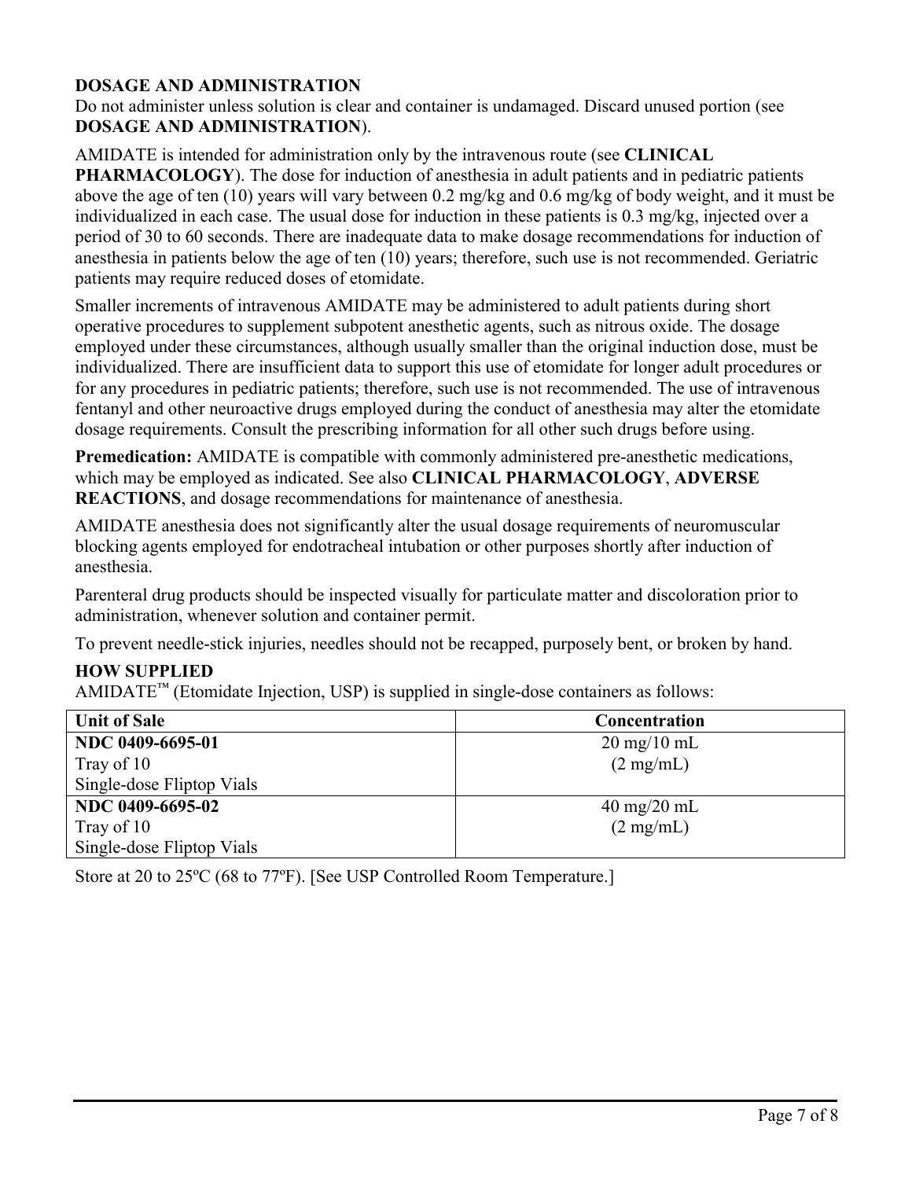## DOSAGE AND ADMINISTRATION

Do not administer unless solution is clear and container is undamaged. Discard unused portion (see **DOSAGE AND ADMINISTRATION**).

AMIDATE is intended for administration only by the intravenous route (see **CLINICAL PHARMACOLOGY**). The dose for induction of anesthesia in adult patients and in pediatric patients above the age of ten (10) years will vary between 0.2 mg/kg and 0.6 mg/kg of body weight, and it must be individualized in each case. The usual dose for induction in these patients is 0.3 mg/kg, injected over a period of 30 to 60 seconds. There are inadequate data to make dosage recommendations for induction of anesthesia in patients below the age of ten (10) years; therefore, such use is not recommended. Geriatric patients may require reduced doses of etomidate.

Smaller increments of intravenous AMIDATE may be administered to adult patients during short operative procedures to supplement subpotent anesthetic agents, such as nitrous oxide. The dosage employed under these circumstances, although usually smaller than the original induction dose, must be individualized. There are insufficient data to support this use of etomidate for longer adult procedures or for any procedures in pediatric patients; therefore, such use is not recommended. The use of intravenous fentanyl and other neuroactive drugs employed during the conduct of anesthesia may alter the etomidate dosage requirements. Consult the prescribing information for all other such drugs before using.

**Premedication:** AMIDATE is compatible with commonly administered pre-anesthetic medications, which may be employed as indicated. See also **CLINICAL PHARMACOLOGY**, **ADVERSE REACTIONS**, and dosage recommendations for maintenance of anesthesia.

AMIDATE anesthesia does not significantly alter the usual dosage requirements of neuromuscular blocking agents employed for endotracheal intubation or other purposes shortly after induction of anesthesia.

Parenteral drug products should be inspected visually for particulate matter and discoloration prior to administration, whenever solution and container permit.

To prevent needle-stick injuries, needles should not be recapped, purposely bent, or broken by hand.

## HOW SUPPLIED

AMIDATE™ (Etomidate Injection, USP) is supplied in single-dose containers as follows:

| Unit of Sale | Concentration |
|---|---|
| **NDC 0409-6695-01**<br>Tray of 10<br>Single-dose Fliptop Vials | 20 mg/10 mL<br>(2 mg/mL) |
| **NDC 0409-6695-02**<br>Tray of 10<br>Single-dose Fliptop Vials | 40 mg/20 mL<br>(2 mg/mL) |

Store at 20 to 25ºC (68 to 77ºF). [See USP Controlled Room Temperature.]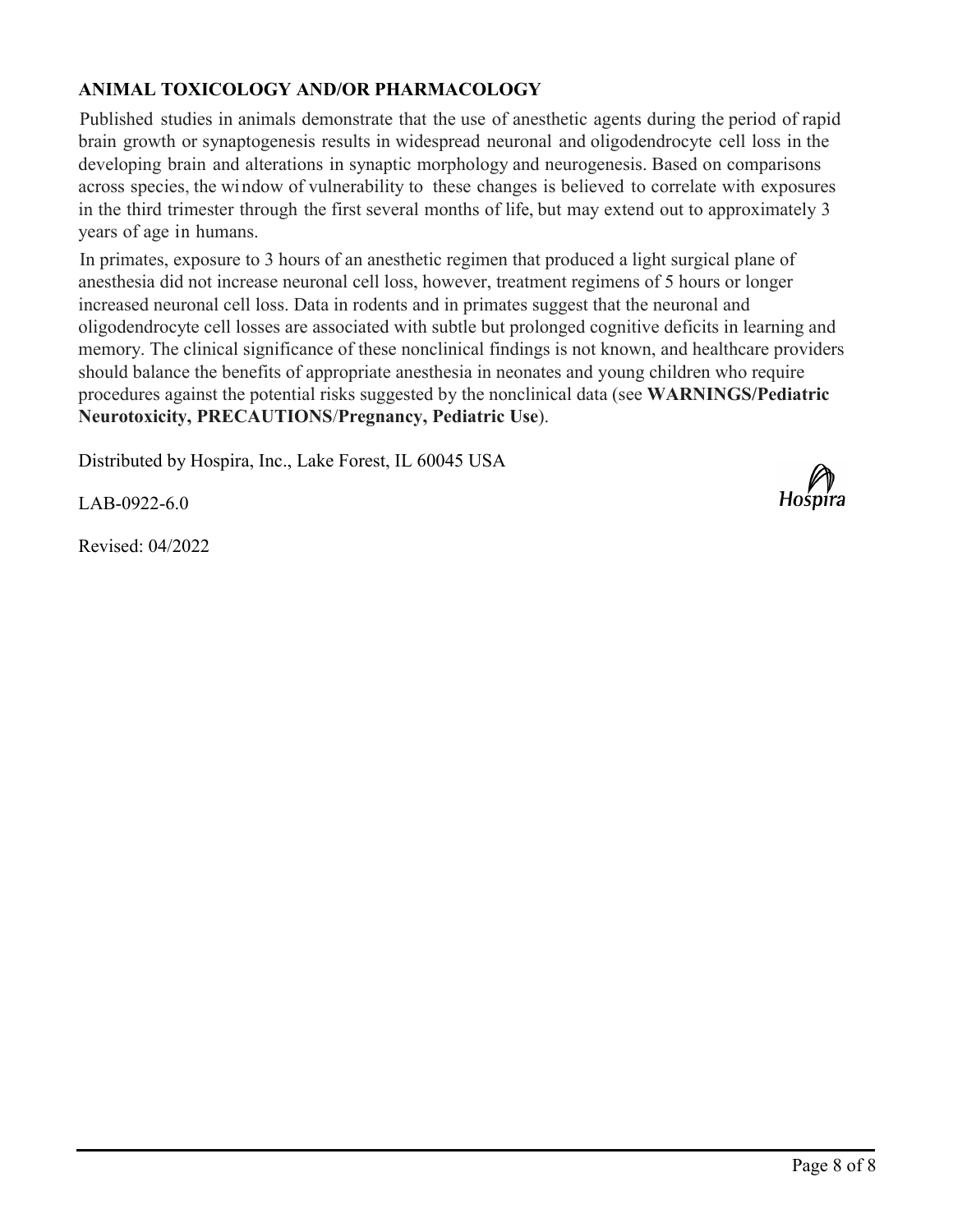## ANIMAL TOXICOLOGY AND/OR PHARMACOLOGY

Published studies in animals demonstrate that the use of anesthetic agents during the period of rapid brain growth or synaptogenesis results in widespread neuronal and oligodendrocyte cell loss in the developing brain and alterations in synaptic morphology and neurogenesis. Based on comparisons across species, the window of vulnerability to these changes is believed to correlate with exposures in the third trimester through the first several months of life, but may extend out to approximately 3 years of age in humans.

In primates, exposure to 3 hours of an anesthetic regimen that produced a light surgical plane of anesthesia did not increase neuronal cell loss, however, treatment regimens of 5 hours or longer increased neuronal cell loss. Data in rodents and in primates suggest that the neuronal and oligodendrocyte cell losses are associated with subtle but prolonged cognitive deficits in learning and memory. The clinical significance of these nonclinical findings is not known, and healthcare providers should balance the benefits of appropriate anesthesia in neonates and young children who require procedures against the potential risks suggested by the nonclinical data (see **WARNINGS/Pediatric Neurotoxicity, PRECAUTIONS/Pregnancy, Pediatric Use**).

Distributed by Hospira, Inc., Lake Forest, IL 60045 USA

LAB-0922-6.0

Revised: 04/2022